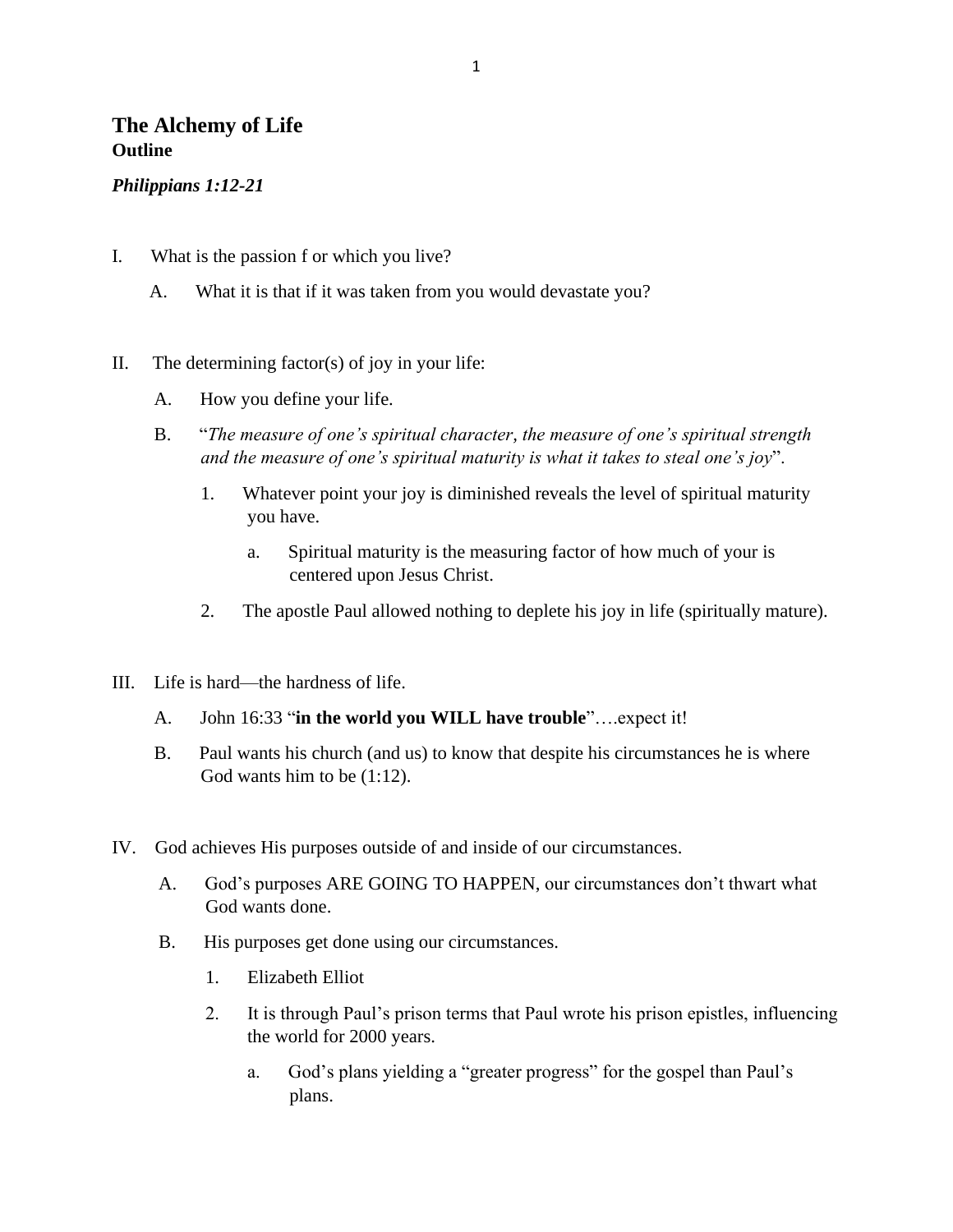## The Alchemy of Life
**Outline**

***Philippians 1:12-21***

I. What is the passion f or which you live?

   A. What it is that if it was taken from you would devastate you?

II. The determining factor(s) of joy in your life:

   A. How you define your life.

   B. "*The measure of one's spiritual character, the measure of one's spiritual strength and the measure of one's spiritual maturity is what it takes to steal one's joy*".

      1. Whatever point your joy is diminished reveals the level of spiritual maturity you have.

         a. Spiritual maturity is the measuring factor of how much of your is centered upon Jesus Christ.

      2. The apostle Paul allowed nothing to deplete his joy in life (spiritually mature).

III. Life is hard—the hardness of life.

   A. John 16:33 "**in the world you WILL have trouble**"….expect it!

   B. Paul wants his church (and us) to know that despite his circumstances he is where God wants him to be (1:12).

IV. God achieves His purposes outside of and inside of our circumstances.

   A. God's purposes ARE GOING TO HAPPEN, our circumstances don't thwart what God wants done.

   B. His purposes get done using our circumstances.

      1. Elizabeth Elliot

      2. It is through Paul's prison terms that Paul wrote his prison epistles, influencing the world for 2000 years.

         a. God's plans yielding a "greater progress" for the gospel than Paul's plans.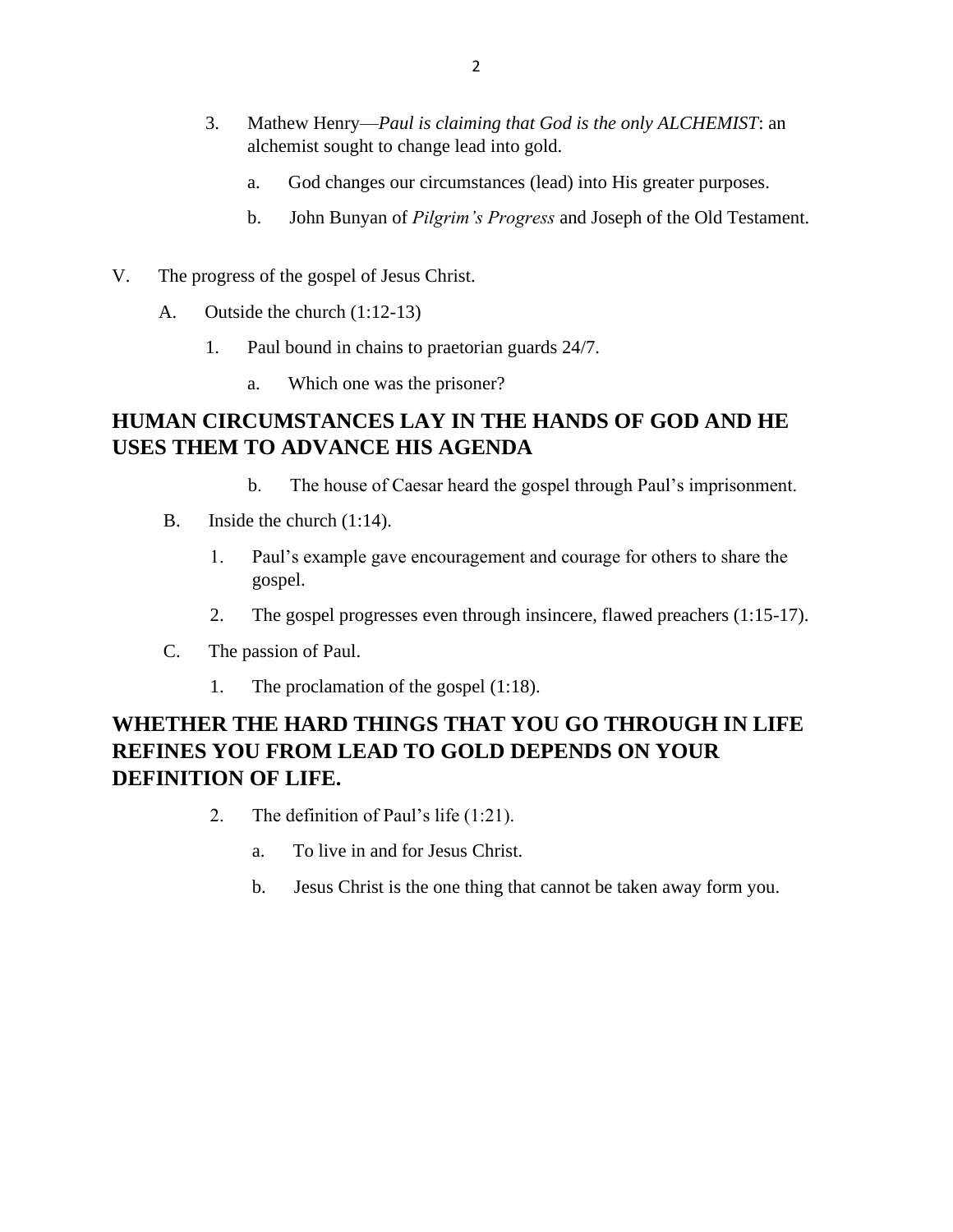3. Mathew Henry—*Paul is claiming that God is the only ALCHEMIST*: an alchemist sought to change lead into gold.

    a. God changes our circumstances (lead) into His greater purposes.

    b. John Bunyan of *Pilgrim's Progress* and Joseph of the Old Testament.

V. The progress of the gospel of Jesus Christ.

A. Outside the church (1:12-13)

1. Paul bound in chains to praetorian guards 24/7.

    a. Which one was the prisoner?

**HUMAN CIRCUMSTANCES LAY IN THE HANDS OF GOD AND HE USES THEM TO ADVANCE HIS AGENDA**

    b. The house of Caesar heard the gospel through Paul's imprisonment.

B. Inside the church (1:14).

1. Paul's example gave encouragement and courage for others to share the gospel.

2. The gospel progresses even through insincere, flawed preachers (1:15-17).

C. The passion of Paul.

1. The proclamation of the gospel (1:18).

**WHETHER THE HARD THINGS THAT YOU GO THROUGH IN LIFE REFINES YOU FROM LEAD TO GOLD DEPENDS ON YOUR DEFINITION OF LIFE.**

2. The definition of Paul's life (1:21).

    a. To live in and for Jesus Christ.

    b. Jesus Christ is the one thing that cannot be taken away form you.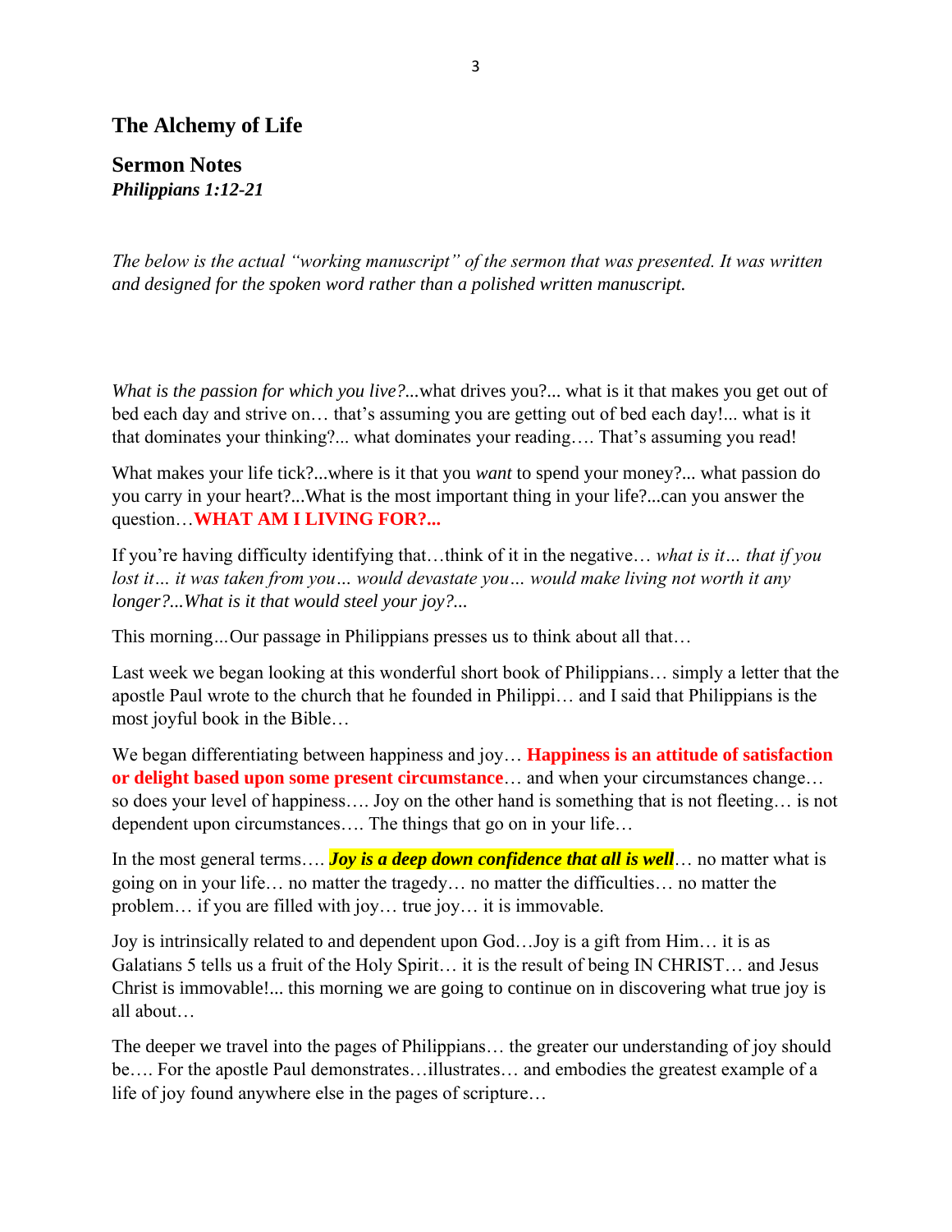## The Alchemy of Life

## Sermon Notes
***Philippians 1:12-21***

*The below is the actual "working manuscript" of the sermon that was presented. It was written and designed for the spoken word rather than a polished written manuscript.*

*What is the passion for which you live?*...what drives you?... what is it that makes you get out of bed each day and strive on… that's assuming you are getting out of bed each day!... what is it that dominates your thinking?... what dominates your reading…. That's assuming you read!

What makes your life tick?...where is it that you *want* to spend your money?... what passion do you carry in your heart?...What is the most important thing in your life?...can you answer the question…**WHAT AM I LIVING FOR?...**

If you're having difficulty identifying that…think of it in the negative… *what is it… that if you lost it… it was taken from you… would devastate you… would make living not worth it any longer?...What is it that would steel your joy?...*

This morning...Our passage in Philippians presses us to think about all that…

Last week we began looking at this wonderful short book of Philippians… simply a letter that the apostle Paul wrote to the church that he founded in Philippi… and I said that Philippians is the most joyful book in the Bible…

We began differentiating between happiness and joy… **Happiness is an attitude of satisfaction or delight based upon some present circumstance**… and when your circumstances change… so does your level of happiness…. Joy on the other hand is something that is not fleeting… is not dependent upon circumstances…. The things that go on in your life…

In the most general terms…. ***Joy is a deep down confidence that all is well***… no matter what is going on in your life… no matter the tragedy… no matter the difficulties… no matter the problem… if you are filled with joy… true joy… it is immovable.

Joy is intrinsically related to and dependent upon God…Joy is a gift from Him… it is as Galatians 5 tells us a fruit of the Holy Spirit… it is the result of being IN CHRIST… and Jesus Christ is immovable!... this morning we are going to continue on in discovering what true joy is all about…

The deeper we travel into the pages of Philippians… the greater our understanding of joy should be…. For the apostle Paul demonstrates…illustrates… and embodies the greatest example of a life of joy found anywhere else in the pages of scripture…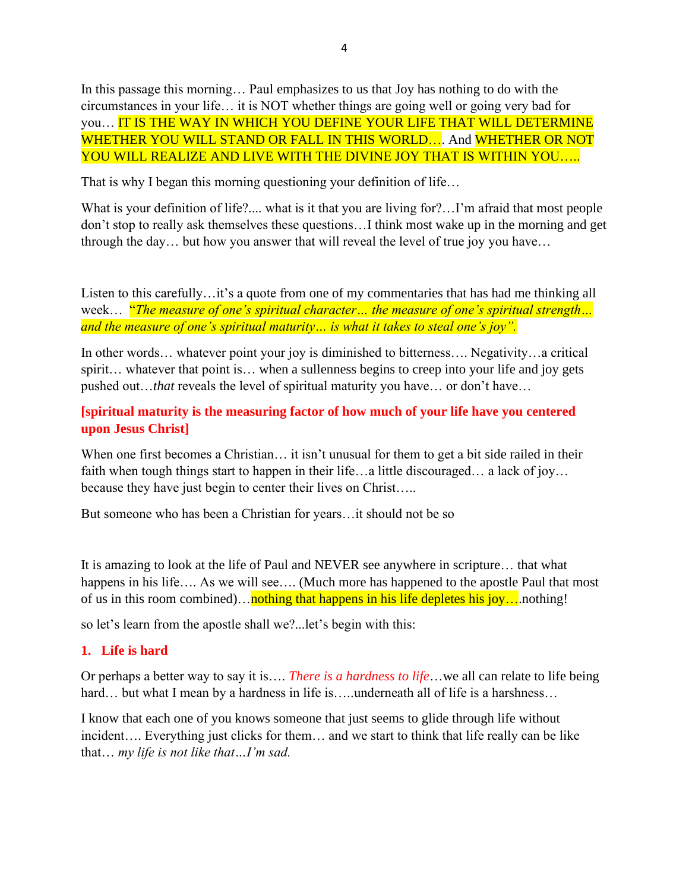In this passage this morning… Paul emphasizes to us that Joy has nothing to do with the circumstances in your life… it is NOT whether things are going well or going very bad for you… IT IS THE WAY IN WHICH YOU DEFINE YOUR LIFE THAT WILL DETERMINE WHETHER YOU WILL STAND OR FALL IN THIS WORLD…. And WHETHER OR NOT YOU WILL REALIZE AND LIVE WITH THE DIVINE JOY THAT IS WITHIN YOU…..

That is why I began this morning questioning your definition of life…

What is your definition of life?.... what is it that you are living for?…I'm afraid that most people don't stop to really ask themselves these questions…I think most wake up in the morning and get through the day… but how you answer that will reveal the level of true joy you have…

Listen to this carefully…it's a quote from one of my commentaries that has had me thinking all week… *"The measure of one's spiritual character… the measure of one's spiritual strength… and the measure of one's spiritual maturity… is what it takes to steal one's joy".*

In other words… whatever point your joy is diminished to bitterness…. Negativity…a critical spirit… whatever that point is… when a sullenness begins to creep into your life and joy gets pushed out…*that* reveals the level of spiritual maturity you have… or don't have…

**[spiritual maturity is the measuring factor of how much of your life have you centered upon Jesus Christ]**

When one first becomes a Christian… it isn't unusual for them to get a bit side railed in their faith when tough things start to happen in their life…a little discouraged… a lack of joy… because they have just begin to center their lives on Christ…..

But someone who has been a Christian for years…it should not be so

It is amazing to look at the life of Paul and NEVER see anywhere in scripture… that what happens in his life…. As we will see…. (Much more has happened to the apostle Paul that most of us in this room combined)…nothing that happens in his life depletes his joy….nothing!

so let's learn from the apostle shall we?...let's begin with this:

## 1. Life is hard

Or perhaps a better way to say it is…. *There is a hardness to life*…we all can relate to life being hard… but what I mean by a hardness in life is…..underneath all of life is a harshness…

I know that each one of you knows someone that just seems to glide through life without incident…. Everything just clicks for them… and we start to think that life really can be like that… *my life is not like that…I'm sad.*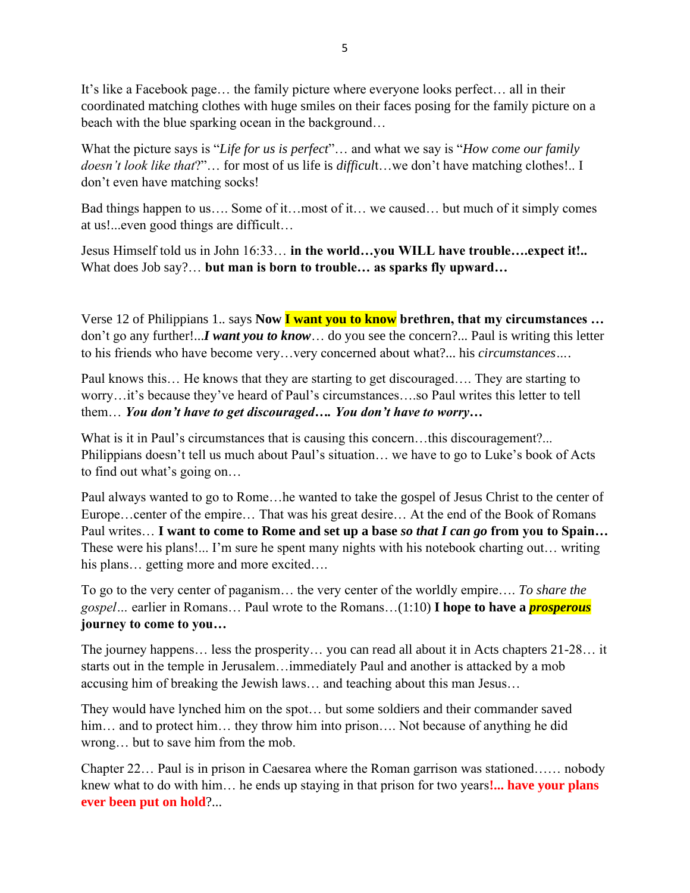It's like a Facebook page… the family picture where everyone looks perfect… all in their coordinated matching clothes with huge smiles on their faces posing for the family picture on a beach with the blue sparking ocean in the background…

What the picture says is "*Life for us is perfect*"… and what we say is "*How come our family doesn't look like that*?"… for most of us life is *difficul*t…we don't have matching clothes!.. I don't even have matching socks!

Bad things happen to us…. Some of it…most of it… we caused… but much of it simply comes at us!...even good things are difficult…

Jesus Himself told us in John 16:33… **in the world…you WILL have trouble….expect it!..** What does Job say?… **but man is born to trouble… as sparks fly upward…**

Verse 12 of Philippians 1.. says **Now I want you to know brethren, that my circumstances …** don't go any further!...***I want you to know***… do you see the concern?... Paul is writing this letter to his friends who have become very…very concerned about what?... his *circumstances….*

Paul knows this… He knows that they are starting to get discouraged…. They are starting to worry…it's because they've heard of Paul's circumstances….so Paul writes this letter to tell them… ***You don't have to get discouraged…. You don't have to worry…***

What is it in Paul's circumstances that is causing this concern…this discouragement?... Philippians doesn't tell us much about Paul's situation… we have to go to Luke's book of Acts to find out what's going on…

Paul always wanted to go to Rome…he wanted to take the gospel of Jesus Christ to the center of Europe…center of the empire… That was his great desire… At the end of the Book of Romans Paul writes… **I want to come to Rome and set up a base *so that I can go* from you to Spain…** These were his plans!... I'm sure he spent many nights with his notebook charting out… writing his plans… getting more and more excited….

To go to the very center of paganism… the very center of the worldly empire…. *To share the gospel…* earlier in Romans… Paul wrote to the Romans…(1:10) **I hope to have a *prosperous* journey to come to you…**

The journey happens… less the prosperity… you can read all about it in Acts chapters 21-28… it starts out in the temple in Jerusalem…immediately Paul and another is attacked by a mob accusing him of breaking the Jewish laws… and teaching about this man Jesus…

They would have lynched him on the spot… but some soldiers and their commander saved him… and to protect him… they throw him into prison…. Not because of anything he did wrong… but to save him from the mob.

Chapter 22… Paul is in prison in Caesarea where the Roman garrison was stationed…… nobody knew what to do with him… he ends up staying in that prison for two years**!... have your plans ever been put on hold**?...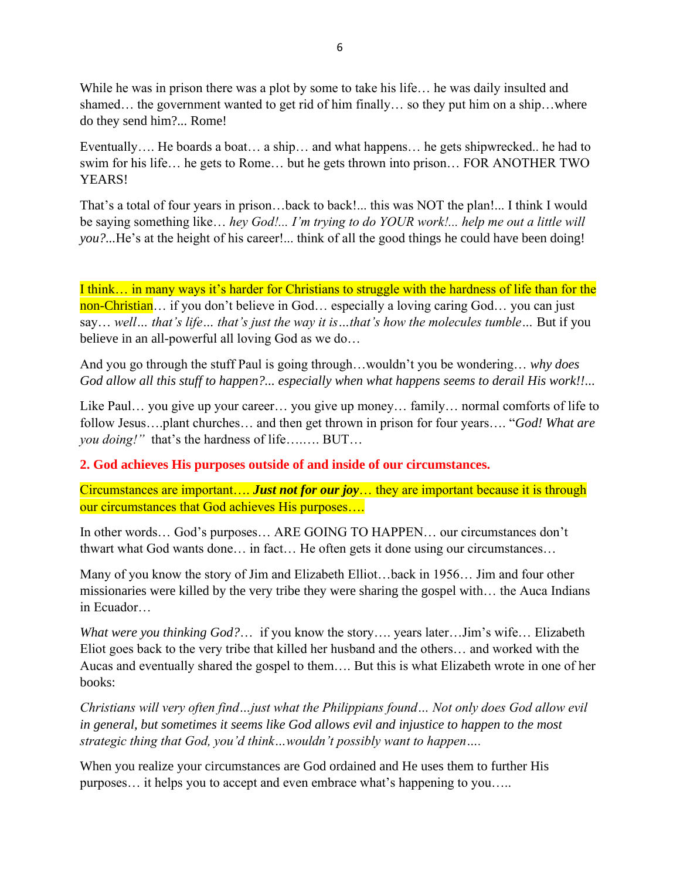While he was in prison there was a plot by some to take his life… he was daily insulted and shamed… the government wanted to get rid of him finally… so they put him on a ship…where do they send him?... Rome!

Eventually…. He boards a boat… a ship… and what happens… he gets shipwrecked.. he had to swim for his life… he gets to Rome… but he gets thrown into prison… FOR ANOTHER TWO YEARS!

That's a total of four years in prison…back to back!... this was NOT the plan!... I think I would be saying something like… *hey God!... I'm trying to do YOUR work!... help me out a little will you?*...He's at the height of his career!... think of all the good things he could have been doing!

I think… in many ways it's harder for Christians to struggle with the hardness of life than for the non-Christian… if you don't believe in God… especially a loving caring God… you can just say… *well… that's life… that's just the way it is…that's how the molecules tumble…* But if you believe in an all-powerful all loving God as we do…

And you go through the stuff Paul is going through…wouldn't you be wondering… *why does God allow all this stuff to happen?... especially when what happens seems to derail His work!!...*

Like Paul… you give up your career… you give up money… family… normal comforts of life to follow Jesus….plant churches… and then get thrown in prison for four years…. "*God! What are you doing!*" that's the hardness of life…..… BUT…

**2. God achieves His purposes outside of and inside of our circumstances.**

Circumstances are important…. ***Just not for our joy***… they are important because it is through our circumstances that God achieves His purposes….

In other words… God's purposes… ARE GOING TO HAPPEN… our circumstances don't thwart what God wants done… in fact… He often gets it done using our circumstances…

Many of you know the story of Jim and Elizabeth Elliot…back in 1956… Jim and four other missionaries were killed by the very tribe they were sharing the gospel with… the Auca Indians in Ecuador…

*What were you thinking God?…* if you know the story…. years later…Jim's wife… Elizabeth Eliot goes back to the very tribe that killed her husband and the others… and worked with the Aucas and eventually shared the gospel to them…. But this is what Elizabeth wrote in one of her books:

*Christians will very often find…just what the Philippians found… Not only does God allow evil in general, but sometimes it seems like God allows evil and injustice to happen to the most strategic thing that God, you'd think…wouldn't possibly want to happen….*

When you realize your circumstances are God ordained and He uses them to further His purposes… it helps you to accept and even embrace what's happening to you…..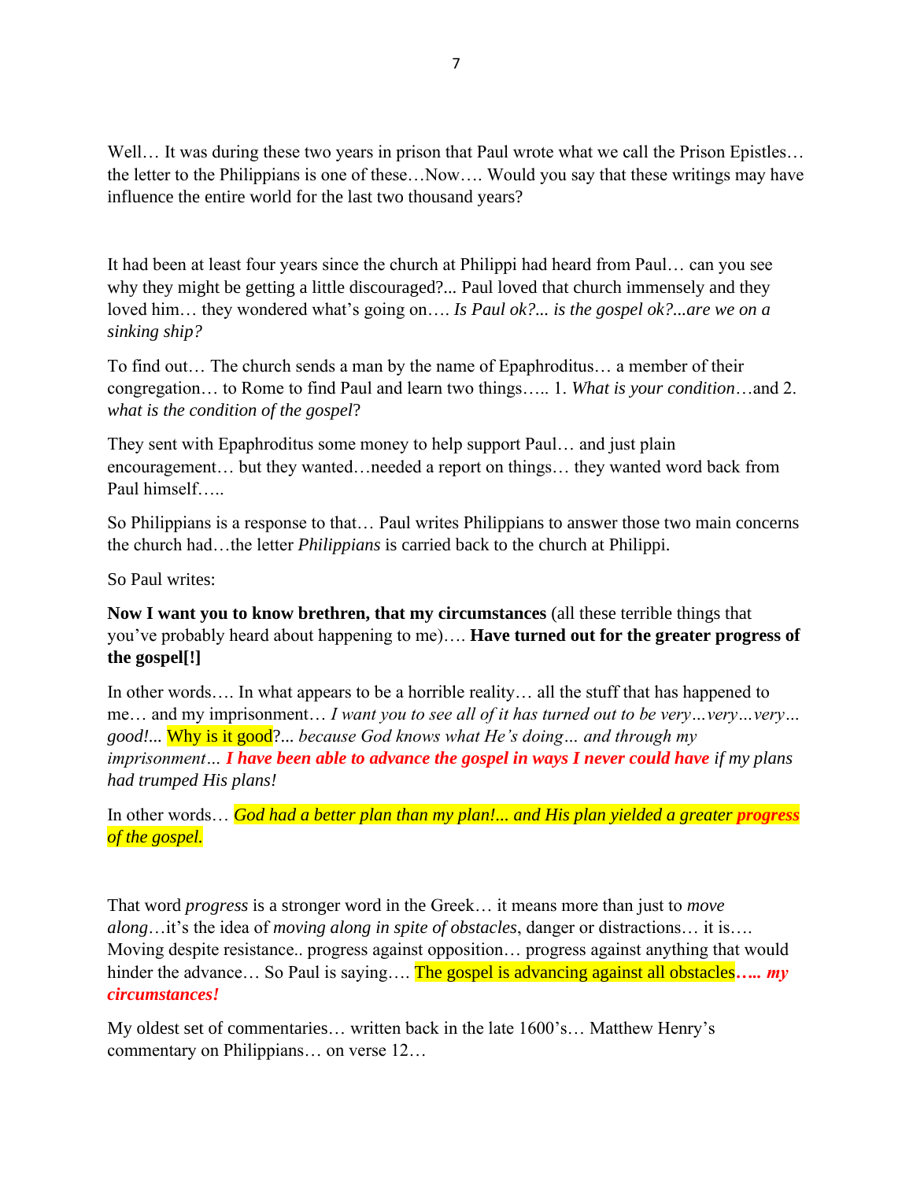Well… It was during these two years in prison that Paul wrote what we call the Prison Epistles… the letter to the Philippians is one of these…Now…. Would you say that these writings may have influence the entire world for the last two thousand years?

It had been at least four years since the church at Philippi had heard from Paul… can you see why they might be getting a little discouraged?... Paul loved that church immensely and they loved him… they wondered what's going on…. *Is Paul ok?... is the gospel ok?...are we on a sinking ship?*

To find out… The church sends a man by the name of Epaphroditus… a member of their congregation… to Rome to find Paul and learn two things….. 1. *What is your condition*…and 2. *what is the condition of the gospel*?

They sent with Epaphroditus some money to help support Paul… and just plain encouragement… but they wanted…needed a report on things… they wanted word back from Paul himself…..

So Philippians is a response to that… Paul writes Philippians to answer those two main concerns the church had…the letter *Philippians* is carried back to the church at Philippi.

So Paul writes:

**Now I want you to know brethren, that my circumstances** (all these terrible things that you've probably heard about happening to me)…. **Have turned out for the greater progress of the gospel[!]**

In other words…. In what appears to be a horrible reality… all the stuff that has happened to me… and my imprisonment… *I want you to see all of it has turned out to be very…very…very… good!...* Why is it good?... *because God knows what He's doing… and through my imprisonment…* ***I have been able to advance the gospel in ways I never could have*** *if my plans had trumped His plans!*

In other words… *God had a better plan than my plan!... and His plan yielded a greater* ***progress*** *of the gospel.*

That word *progress* is a stronger word in the Greek… it means more than just to *move along*…it's the idea of *moving along in spite of obstacles*, danger or distractions… it is…. Moving despite resistance.. progress against opposition… progress against anything that would hinder the advance… So Paul is saying…. The gospel is advancing against all obstacles***….. my circumstances!***

My oldest set of commentaries… written back in the late 1600's… Matthew Henry's commentary on Philippians… on verse 12…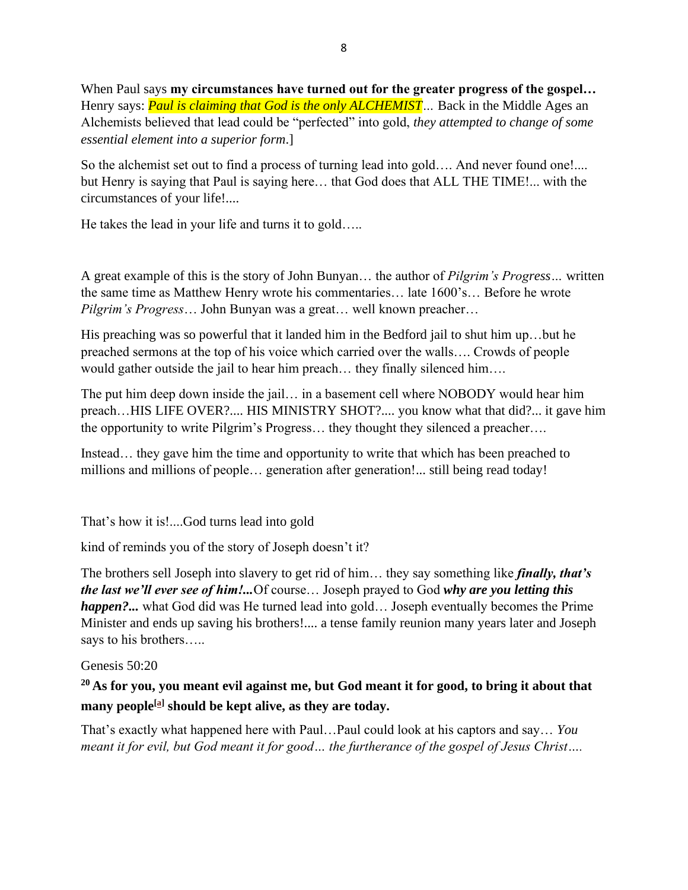When Paul says **my circumstances have turned out for the greater progress of the gospel…** Henry says: *Paul is claiming that God is the only ALCHEMIST…* Back in the Middle Ages an Alchemists believed that lead could be "perfected" into gold, *they attempted to change of some essential element into a superior form.*]

So the alchemist set out to find a process of turning lead into gold…. And never found one!.... but Henry is saying that Paul is saying here… that God does that ALL THE TIME!... with the circumstances of your life!....

He takes the lead in your life and turns it to gold…..

A great example of this is the story of John Bunyan… the author of *Pilgrim's Progress…* written the same time as Matthew Henry wrote his commentaries… late 1600's… Before he wrote *Pilgrim's Progress*… John Bunyan was a great… well known preacher…

His preaching was so powerful that it landed him in the Bedford jail to shut him up…but he preached sermons at the top of his voice which carried over the walls…. Crowds of people would gather outside the jail to hear him preach… they finally silenced him….

The put him deep down inside the jail… in a basement cell where NOBODY would hear him preach…HIS LIFE OVER?.... HIS MINISTRY SHOT?.... you know what that did?... it gave him the opportunity to write Pilgrim's Progress… they thought they silenced a preacher….

Instead… they gave him the time and opportunity to write that which has been preached to millions and millions of people… generation after generation!... still being read today!

That's how it is!....God turns lead into gold

kind of reminds you of the story of Joseph doesn't it?

The brothers sell Joseph into slavery to get rid of him… they say something like ***finally, that's the last we'll ever see of him!...***Of course… Joseph prayed to God ***why are you letting this happen?...*** what God did was He turned lead into gold… Joseph eventually becomes the Prime Minister and ends up saving his brothers!.... a tense family reunion many years later and Joseph says to his brothers…..

Genesis 50:20

**[20] As for you, you meant evil against me, but God meant it for good, to bring it about that many people[a] should be kept alive, as they are today.**

That's exactly what happened here with Paul…Paul could look at his captors and say… *You meant it for evil, but God meant it for good… the furtherance of the gospel of Jesus Christ….*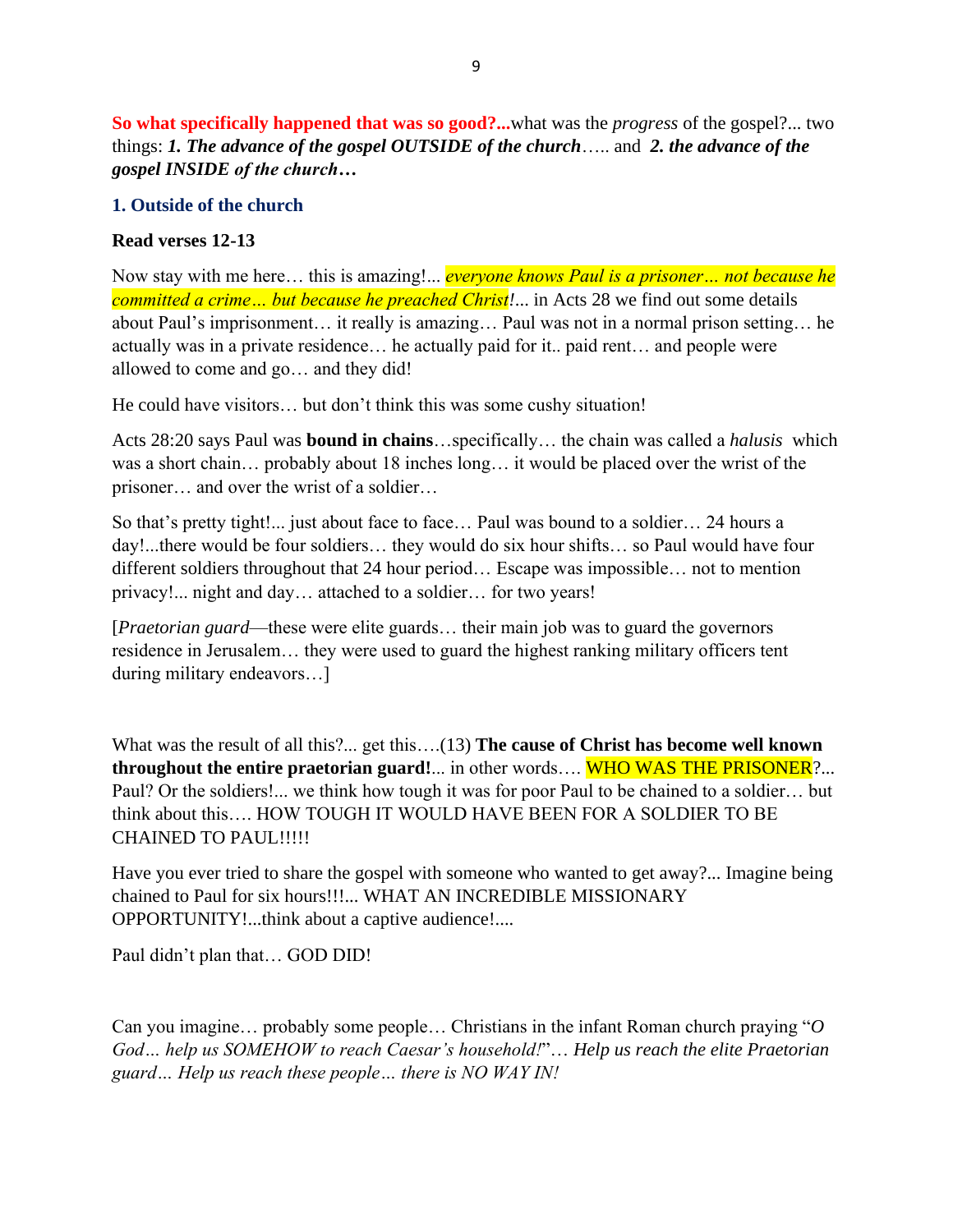**So what specifically happened that was so good?...**what was the *progress* of the gospel?... two things: ***1. The advance of the gospel OUTSIDE of the church***….. and ***2. the advance of the gospel INSIDE of the church…***

### 1. Outside of the church

**Read verses 12-13**

Now stay with me here… this is amazing!... *everyone knows Paul is a prisoner… not because he committed a crime… but because he preached Christ!*... in Acts 28 we find out some details about Paul's imprisonment… it really is amazing… Paul was not in a normal prison setting… he actually was in a private residence… he actually paid for it.. paid rent… and people were allowed to come and go… and they did!

He could have visitors… but don't think this was some cushy situation!

Acts 28:20 says Paul was **bound in chains**…specifically… the chain was called a *halusis* which was a short chain… probably about 18 inches long… it would be placed over the wrist of the prisoner… and over the wrist of a soldier…

So that's pretty tight!... just about face to face… Paul was bound to a soldier… 24 hours a day!...there would be four soldiers… they would do six hour shifts… so Paul would have four different soldiers throughout that 24 hour period… Escape was impossible… not to mention privacy!... night and day… attached to a soldier… for two years!

[*Praetorian guard*—these were elite guards… their main job was to guard the governors residence in Jerusalem… they were used to guard the highest ranking military officers tent during military endeavors…]

What was the result of all this?... get this….(13) **The cause of Christ has become well known throughout the entire praetorian guard!**... in other words…. WHO WAS THE PRISONER?... Paul? Or the soldiers!... we think how tough it was for poor Paul to be chained to a soldier… but think about this…. HOW TOUGH IT WOULD HAVE BEEN FOR A SOLDIER TO BE CHAINED TO PAUL!!!!!

Have you ever tried to share the gospel with someone who wanted to get away?... Imagine being chained to Paul for six hours!!!... WHAT AN INCREDIBLE MISSIONARY OPPORTUNITY!...think about a captive audience!....

Paul didn't plan that… GOD DID!

Can you imagine… probably some people… Christians in the infant Roman church praying "*O God… help us SOMEHOW to reach Caesar's household!*"… *Help us reach the elite Praetorian guard… Help us reach these people… there is NO WAY IN!*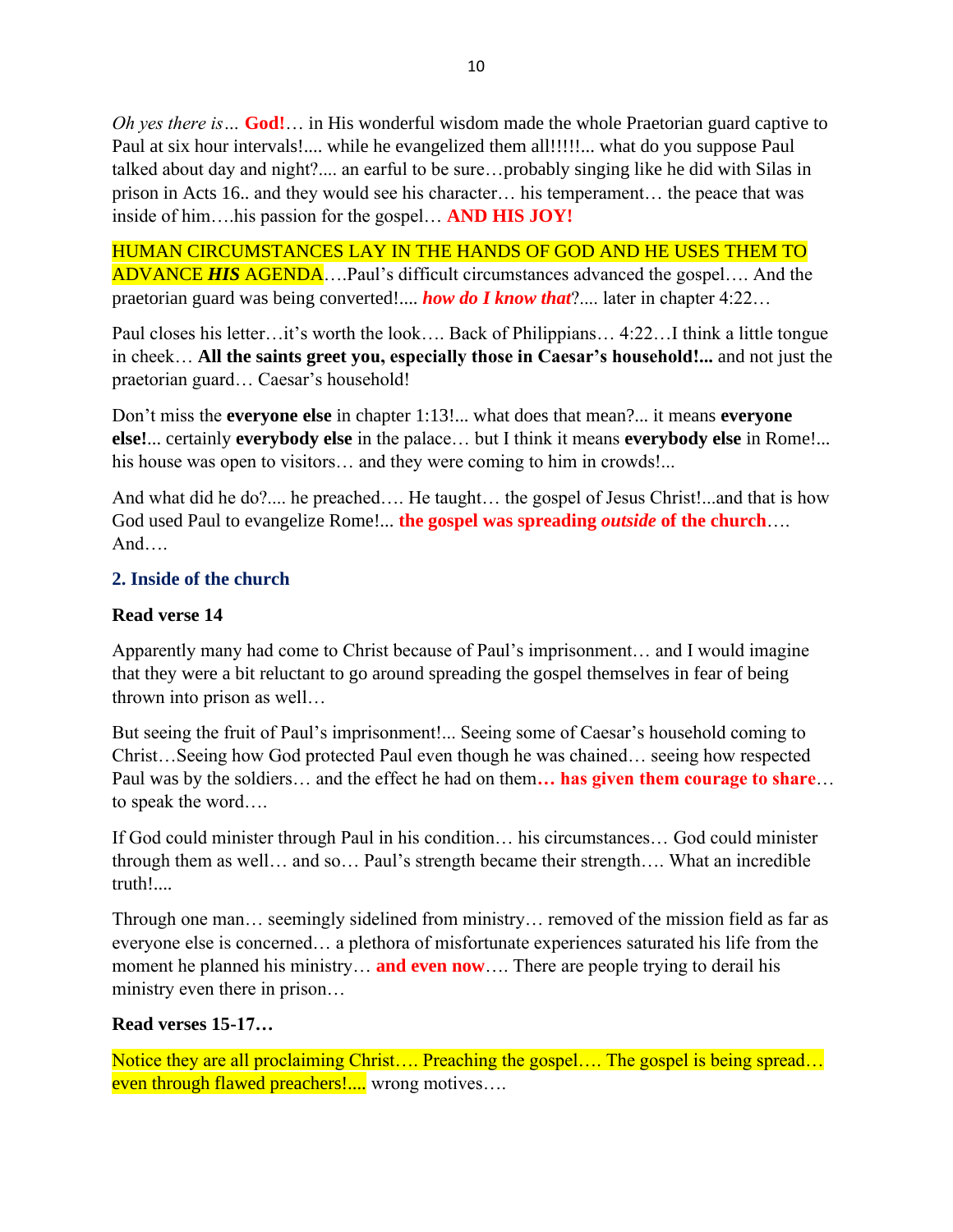*Oh yes there is…* **God!**… in His wonderful wisdom made the whole Praetorian guard captive to Paul at six hour intervals!.... while he evangelized them all!!!!!... what do you suppose Paul talked about day and night?.... an earful to be sure…probably singing like he did with Silas in prison in Acts 16.. and they would see his character… his temperament… the peace that was inside of him….his passion for the gospel… **AND HIS JOY!**

HUMAN CIRCUMSTANCES LAY IN THE HANDS OF GOD AND HE USES THEM TO ADVANCE ***HIS*** AGENDA….Paul's difficult circumstances advanced the gospel…. And the praetorian guard was being converted!.... ***how do I know that***?.... later in chapter 4:22…

Paul closes his letter…it's worth the look…. Back of Philippians… 4:22…I think a little tongue in cheek… **All the saints greet you, especially those in Caesar's household!...** and not just the praetorian guard… Caesar's household!

Don't miss the **everyone else** in chapter 1:13!... what does that mean?... it means **everyone else!**... certainly **everybody else** in the palace… but I think it means **everybody else** in Rome!... his house was open to visitors… and they were coming to him in crowds!...

And what did he do?.... he preached…. He taught… the gospel of Jesus Christ!...and that is how God used Paul to evangelize Rome!... **the gospel was spreading *outside* of the church**…. And….

### 2. Inside of the church

**Read verse 14**

Apparently many had come to Christ because of Paul's imprisonment… and I would imagine that they were a bit reluctant to go around spreading the gospel themselves in fear of being thrown into prison as well…

But seeing the fruit of Paul's imprisonment!... Seeing some of Caesar's household coming to Christ…Seeing how God protected Paul even though he was chained… seeing how respected Paul was by the soldiers… and the effect he had on them**… has given them courage to share**… to speak the word….

If God could minister through Paul in his condition… his circumstances… God could minister through them as well… and so… Paul's strength became their strength…. What an incredible truth!....

Through one man… seemingly sidelined from ministry… removed of the mission field as far as everyone else is concerned… a plethora of misfortunate experiences saturated his life from the moment he planned his ministry… **and even now**…. There are people trying to derail his ministry even there in prison…

**Read verses 15-17…**

Notice they are all proclaiming Christ…. Preaching the gospel…. The gospel is being spread… even through flawed preachers!.... wrong motives….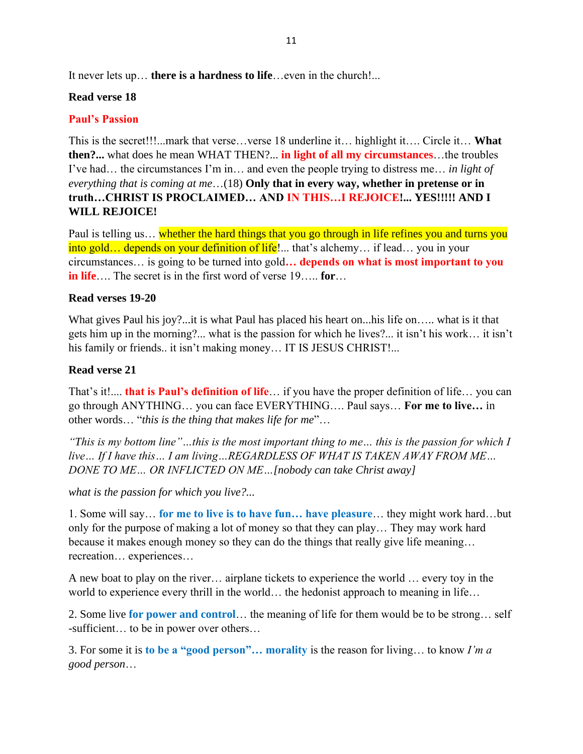It never lets up… **there is a hardness to life**…even in the church!...

**Read verse 18**

**Paul's Passion**

This is the secret!!!...mark that verse…verse 18 underline it… highlight it…. Circle it… **What then?...** what does he mean WHAT THEN?... **in light of all my circumstances**…the troubles I've had… the circumstances I'm in… and even the people trying to distress me… *in light of everything that is coming at me*…(18) **Only that in every way, whether in pretense or in truth…CHRIST IS PROCLAIMED… AND IN THIS…I REJOICE!... YES!!!!! AND I WILL REJOICE!**

Paul is telling us… whether the hard things that you go through in life refines you and turns you into gold… depends on your definition of life!... that's alchemy… if lead… you in your circumstances… is going to be turned into gold**… depends on what is most important to you in life**…. The secret is in the first word of verse 19….. **for**…

**Read verses 19-20**

What gives Paul his joy?...it is what Paul has placed his heart on...his life on….. what is it that gets him up in the morning?... what is the passion for which he lives?... it isn't his work… it isn't his family or friends.. it isn't making money… IT IS JESUS CHRIST!...

**Read verse 21**

That's it!.... **that is Paul's definition of life**… if you have the proper definition of life… you can go through ANYTHING… you can face EVERYTHING…. Paul says… **For me to live…** in other words… "*this is the thing that makes life for me*"…

*"This is my bottom line"…this is the most important thing to me… this is the passion for which I live… If I have this… I am living…REGARDLESS OF WHAT IS TAKEN AWAY FROM ME… DONE TO ME… OR INFLICTED ON ME…[nobody can take Christ away]*

*what is the passion for which you live?...*

1. Some will say… **for me to live is to have fun… have pleasure**… they might work hard…but only for the purpose of making a lot of money so that they can play… They may work hard because it makes enough money so they can do the things that really give life meaning… recreation… experiences…

A new boat to play on the river… airplane tickets to experience the world … every toy in the world to experience every thrill in the world… the hedonist approach to meaning in life…

2. Some live **for power and control**… the meaning of life for them would be to be strong… self -sufficient… to be in power over others…

3. For some it is **to be a "good person"… morality** is the reason for living… to know *I'm a good person*…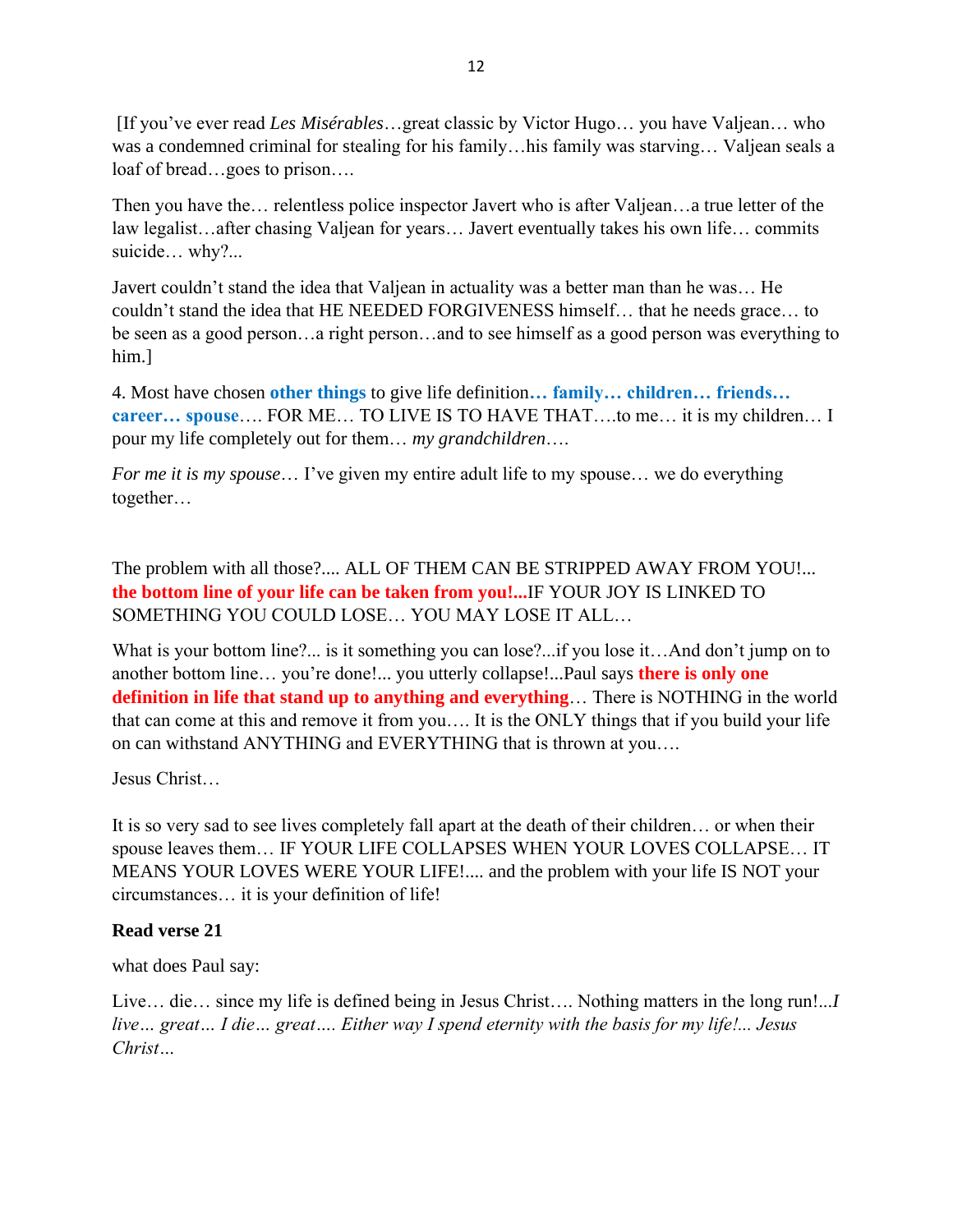[If you've ever read *Les Misérables*…great classic by Victor Hugo… you have Valjean… who was a condemned criminal for stealing for his family…his family was starving… Valjean seals a loaf of bread…goes to prison….

Then you have the… relentless police inspector Javert who is after Valjean…a true letter of the law legalist…after chasing Valjean for years… Javert eventually takes his own life… commits suicide… why?...

Javert couldn't stand the idea that Valjean in actuality was a better man than he was… He couldn't stand the idea that HE NEEDED FORGIVENESS himself… that he needs grace… to be seen as a good person…a right person…and to see himself as a good person was everything to him.]

4. Most have chosen **other things** to give life definition**… family… children… friends… career… spouse**…. FOR ME… TO LIVE IS TO HAVE THAT….to me… it is my children… I pour my life completely out for them… *my grandchildren*….

*For me it is my spouse*… I've given my entire adult life to my spouse… we do everything together…

The problem with all those?.... ALL OF THEM CAN BE STRIPPED AWAY FROM YOU!... **the bottom line of your life can be taken from you!...**IF YOUR JOY IS LINKED TO SOMETHING YOU COULD LOSE… YOU MAY LOSE IT ALL…

What is your bottom line?... is it something you can lose?...if you lose it…And don't jump on to another bottom line… you're done!... you utterly collapse!...Paul says **there is only one definition in life that stand up to anything and everything**… There is NOTHING in the world that can come at this and remove it from you…. It is the ONLY things that if you build your life on can withstand ANYTHING and EVERYTHING that is thrown at you….

Jesus Christ…

It is so very sad to see lives completely fall apart at the death of their children… or when their spouse leaves them… IF YOUR LIFE COLLAPSES WHEN YOUR LOVES COLLAPSE… IT MEANS YOUR LOVES WERE YOUR LIFE!.... and the problem with your life IS NOT your circumstances… it is your definition of life!

**Read verse 21**

what does Paul say:

Live… die… since my life is defined being in Jesus Christ…. Nothing matters in the long run!...*I live… great… I die… great…. Either way I spend eternity with the basis for my life!... Jesus Christ…*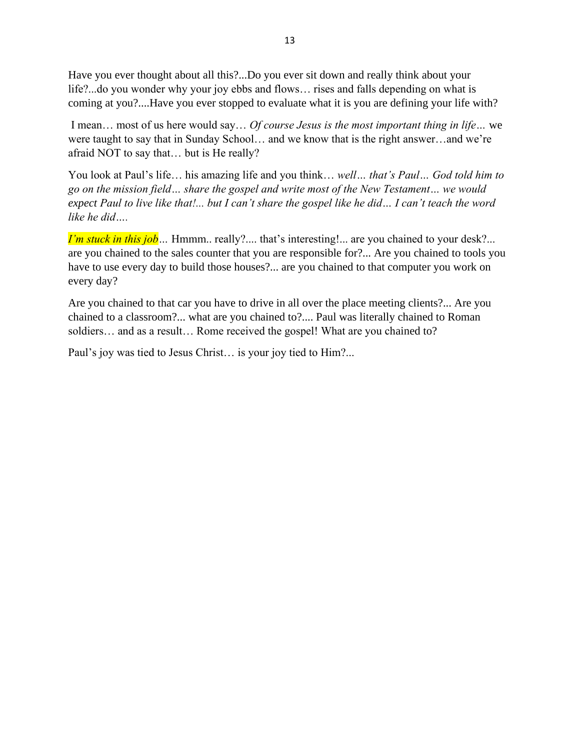Have you ever thought about all this?...Do you ever sit down and really think about your life?...do you wonder why your joy ebbs and flows… rises and falls depending on what is coming at you?....Have you ever stopped to evaluate what it is you are defining your life with?

I mean… most of us here would say… *Of course Jesus is the most important thing in life…* we were taught to say that in Sunday School… and we know that is the right answer…and we're afraid NOT to say that… but is He really?

You look at Paul's life… his amazing life and you think… *well… that's Paul… God told him to go on the mission field… share the gospel and write most of the New Testament… we would expect Paul to live like that!... but I can't share the gospel like he did… I can't teach the word like he did….*

*I'm stuck in this job*… Hmmm.. really?.... that's interesting!... are you chained to your desk?... are you chained to the sales counter that you are responsible for?... Are you chained to tools you have to use every day to build those houses?... are you chained to that computer you work on every day?

Are you chained to that car you have to drive in all over the place meeting clients?... Are you chained to a classroom?... what are you chained to?.... Paul was literally chained to Roman soldiers… and as a result… Rome received the gospel! What are you chained to?

Paul's joy was tied to Jesus Christ… is your joy tied to Him?...